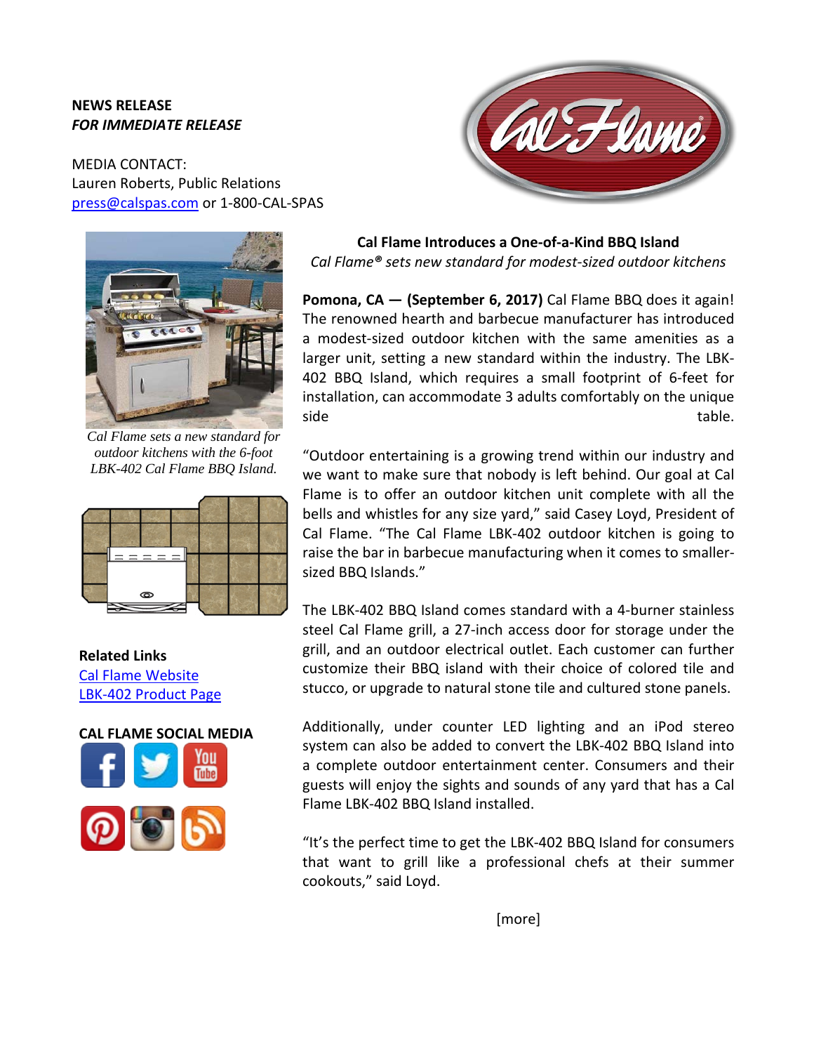**NEWS RELEASE**
***FOR IMMEDIATE RELEASE***

MEDIA CONTACT:
Lauren Roberts, Public Relations
press@calspas.com or 1-800-CAL-SPAS

## Cal Flame Introduces a One-of-a-Kind BBQ Island

*Cal Flame® sets new standard for modest-sized outdoor kitchens*

**Pomona, CA — (September 6, 2017)** Cal Flame BBQ does it again! The renowned hearth and barbecue manufacturer has introduced a modest-sized outdoor kitchen with the same amenities as a larger unit, setting a new standard within the industry. The LBK-402 BBQ Island, which requires a small footprint of 6-feet for installation, can accommodate 3 adults comfortably on the unique side table.

"Outdoor entertaining is a growing trend within our industry and we want to make sure that nobody is left behind. Our goal at Cal Flame is to offer an outdoor kitchen unit complete with all the bells and whistles for any size yard," said Casey Loyd, President of Cal Flame. "The Cal Flame LBK-402 outdoor kitchen is going to raise the bar in barbecue manufacturing when it comes to smaller-sized BBQ Islands."

The LBK-402 BBQ Island comes standard with a 4-burner stainless steel Cal Flame grill, a 27-inch access door for storage under the grill, and an outdoor electrical outlet. Each customer can further customize their BBQ island with their choice of colored tile and stucco, or upgrade to natural stone tile and cultured stone panels.

Additionally, under counter LED lighting and an iPod stereo system can also be added to convert the LBK-402 BBQ Island into a complete outdoor entertainment center. Consumers and their guests will enjoy the sights and sounds of any yard that has a Cal Flame LBK-402 BBQ Island installed.

"It's the perfect time to get the LBK-402 BBQ Island for consumers that want to grill like a professional chefs at their summer cookouts," said Loyd.

[more]

*Cal Flame sets a new standard for outdoor kitchens with the 6-foot LBK-402 Cal Flame BBQ Island.*

**Related Links**
Cal Flame Website
LBK-402 Product Page

**CAL FLAME SOCIAL MEDIA**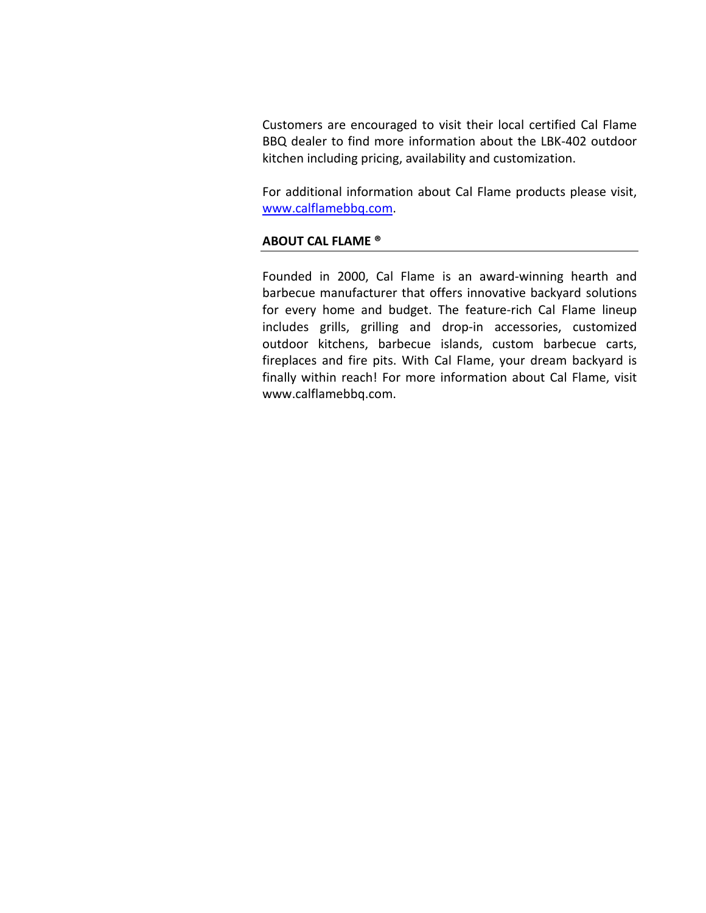Customers are encouraged to visit their local certified Cal Flame BBQ dealer to find more information about the LBK-402 outdoor kitchen including pricing, availability and customization.

For additional information about Cal Flame products please visit, [www.calflamebbq.com](http://www.calflamebbq.com).

## ABOUT CAL FLAME ®

Founded in 2000, Cal Flame is an award-winning hearth and barbecue manufacturer that offers innovative backyard solutions for every home and budget. The feature-rich Cal Flame lineup includes grills, grilling and drop-in accessories, customized outdoor kitchens, barbecue islands, custom barbecue carts, fireplaces and fire pits. With Cal Flame, your dream backyard is finally within reach! For more information about Cal Flame, visit www.calflamebbq.com.